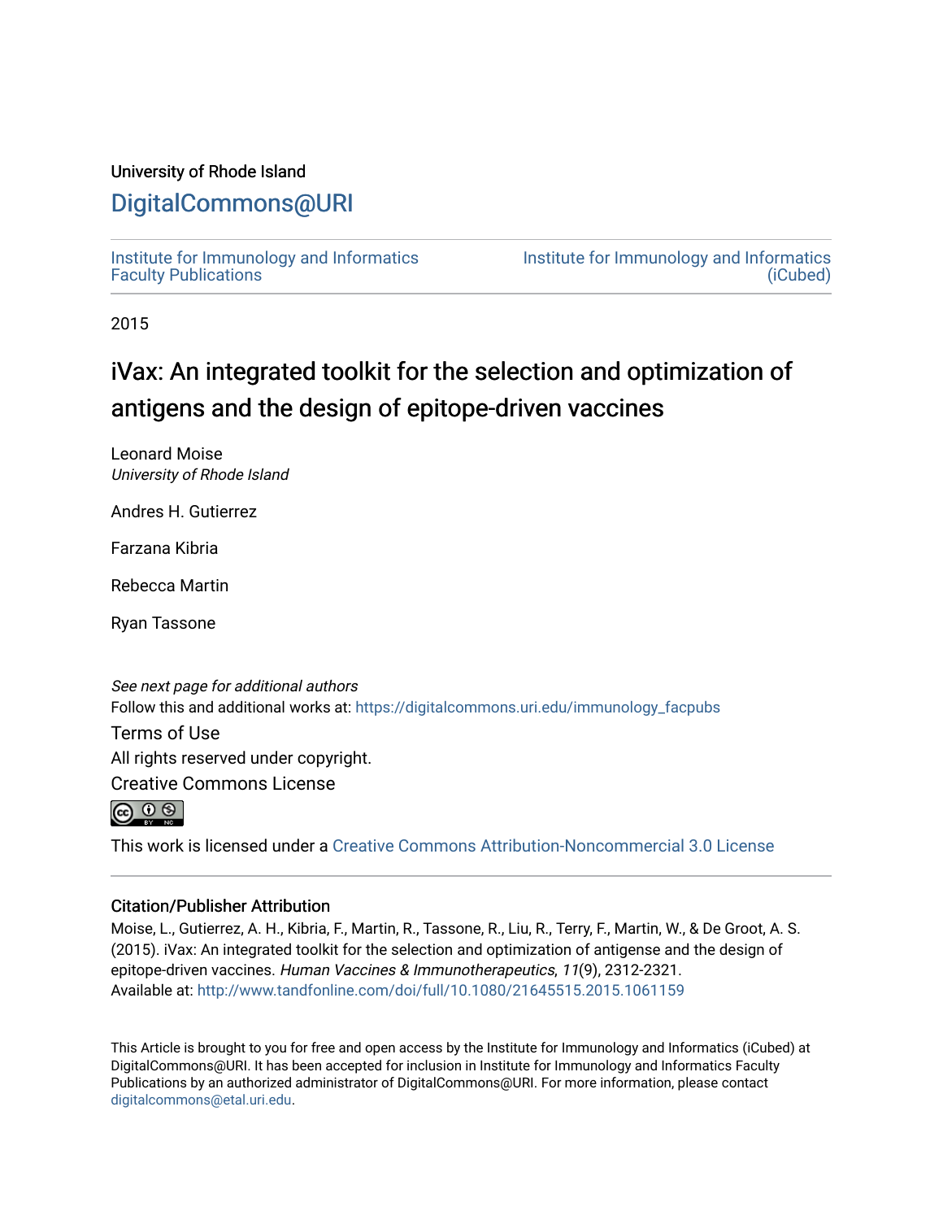University of Rhode Island

## DigitalCommons@URI

Institute for Immunology and Informatics Faculty Publications

Institute for Immunology and Informatics (iCubed)

2015

# iVax: An integrated toolkit for the selection and optimization of antigens and the design of epitope-driven vaccines

Leonard Moise
*University of Rhode Island*

Andres H. Gutierrez

Farzana Kibria

Rebecca Martin

Ryan Tassone

*See next page for additional authors*

Follow this and additional works at: https://digitalcommons.uri.edu/immunology_facpubs

Terms of Use

All rights reserved under copyright.

Creative Commons License

This work is licensed under a Creative Commons Attribution-Noncommercial 3.0 License

### Citation/Publisher Attribution

Moise, L., Gutierrez, A. H., Kibria, F., Martin, R., Tassone, R., Liu, R., Terry, F., Martin, W., & De Groot, A. S. (2015). iVax: An integrated toolkit for the selection and optimization of antigense and the design of epitope-driven vaccines. *Human Vaccines & Immunotherapeutics*, *11*(9), 2312-2321.
Available at: http://www.tandfonline.com/doi/full/10.1080/21645515.2015.1061159

This Article is brought to you for free and open access by the Institute for Immunology and Informatics (iCubed) at DigitalCommons@URI. It has been accepted for inclusion in Institute for Immunology and Informatics Faculty Publications by an authorized administrator of DigitalCommons@URI. For more information, please contact digitalcommons@etal.uri.edu.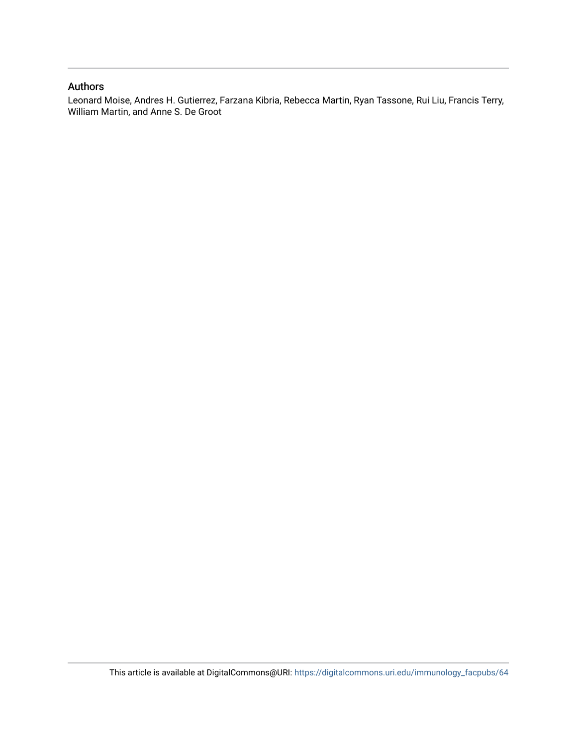## Authors

Leonard Moise, Andres H. Gutierrez, Farzana Kibria, Rebecca Martin, Ryan Tassone, Rui Liu, Francis Terry, William Martin, and Anne S. De Groot

This article is available at DigitalCommons@URI: https://digitalcommons.uri.edu/immunology_facpubs/64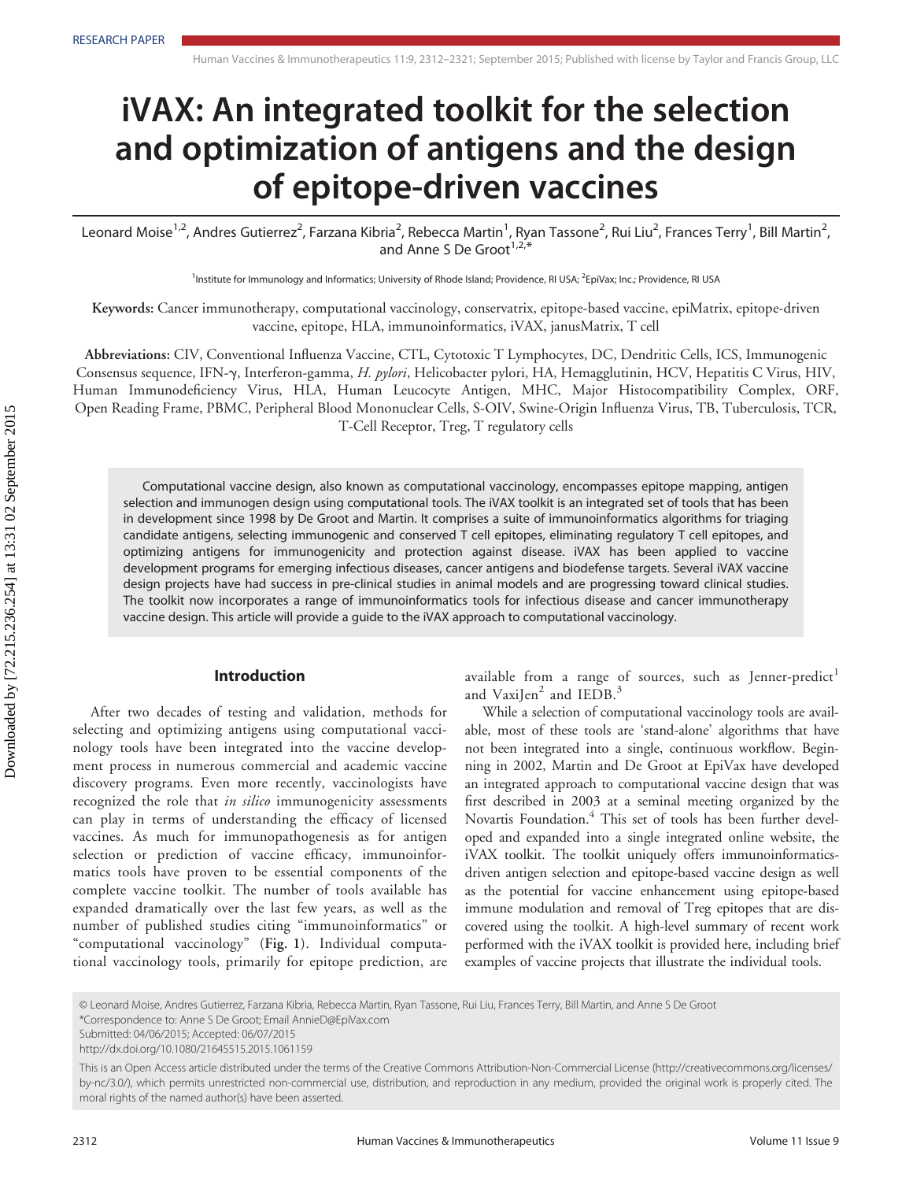RESEARCH PAPER

# iVAX: An integrated toolkit for the selection and optimization of antigens and the design of epitope-driven vaccines

Leonard Moise[1,2], Andres Gutierrez[2], Farzana Kibria[2], Rebecca Martin[1], Ryan Tassone[2], Rui Liu[2], Frances Terry[1], Bill Martin[2], and Anne S De Groot[1,2,*]

[1]Institute for Immunology and Informatics; University of Rhode Island; Providence, RI USA; [2]EpiVax; Inc.; Providence, RI USA

**Keywords:** Cancer immunotherapy, computational vaccinology, conservatrix, epitope-based vaccine, epiMatrix, epitope-driven vaccine, epitope, HLA, immunoinformatics, iVAX, janusMatrix, T cell

**Abbreviations:** CIV, Conventional Influenza Vaccine, CTL, Cytotoxic T Lymphocytes, DC, Dendritic Cells, ICS, Immunogenic Consensus sequence, IFN-γ, Interferon-gamma, *H. pylori*, Helicobacter pylori, HA, Hemagglutinin, HCV, Hepatitis C Virus, HIV, Human Immunodeficiency Virus, HLA, Human Leucocyte Antigen, MHC, Major Histocompatibility Complex, ORF, Open Reading Frame, PBMC, Peripheral Blood Mononuclear Cells, S-OIV, Swine-Origin Influenza Virus, TB, Tuberculosis, TCR, T-Cell Receptor, Treg, T regulatory cells

Computational vaccine design, also known as computational vaccinology, encompasses epitope mapping, antigen selection and immunogen design using computational tools. The iVAX toolkit is an integrated set of tools that has been in development since 1998 by De Groot and Martin. It comprises a suite of immunoinformatics algorithms for triaging candidate antigens, selecting immunogenic and conserved T cell epitopes, eliminating regulatory T cell epitopes, and optimizing antigens for immunogenicity and protection against disease. iVAX has been applied to vaccine development programs for emerging infectious diseases, cancer antigens and biodefense targets. Several iVAX vaccine design projects have had success in pre-clinical studies in animal models and are progressing toward clinical studies. The toolkit now incorporates a range of immunoinformatics tools for infectious disease and cancer immunotherapy vaccine design. This article will provide a guide to the iVAX approach to computational vaccinology.

## Introduction

After two decades of testing and validation, methods for selecting and optimizing antigens using computational vaccinology tools have been integrated into the vaccine development process in numerous commercial and academic vaccine discovery programs. Even more recently, vaccinologists have recognized the role that *in silico* immunogenicity assessments can play in terms of understanding the efficacy of licensed vaccines. As much for immunopathogenesis as for antigen selection or prediction of vaccine efficacy, immunoinformatics tools have proven to be essential components of the complete vaccine toolkit. The number of tools available has expanded dramatically over the last few years, as well as the number of published studies citing "immunoinformatics" or "computational vaccinology" (**Fig. 1**). Individual computational vaccinology tools, primarily for epitope prediction, are available from a range of sources, such as Jenner-predict[1] and VaxiJen[2] and IEDB.[3]

While a selection of computational vaccinology tools are available, most of these tools are 'stand-alone' algorithms that have not been integrated into a single, continuous workflow. Beginning in 2002, Martin and De Groot at EpiVax have developed an integrated approach to computational vaccine design that was first described in 2003 at a seminal meeting organized by the Novartis Foundation.[4] This set of tools has been further developed and expanded into a single integrated online website, the iVAX toolkit. The toolkit uniquely offers immunoinformatics-driven antigen selection and epitope-based vaccine design as well as the potential for vaccine enhancement using epitope-based immune modulation and removal of Treg epitopes that are discovered using the toolkit. A high-level summary of recent work performed with the iVAX toolkit is provided here, including brief examples of vaccine projects that illustrate the individual tools.

© Leonard Moise, Andres Gutierrez, Farzana Kibria, Rebecca Martin, Ryan Tassone, Rui Liu, Frances Terry, Bill Martin, and Anne S De Groot
*Correspondence to: Anne S De Groot; Email AnnieD@EpiVax.com
Submitted: 04/06/2015; Accepted: 06/07/2015
http://dx.doi.org/10.1080/21645515.2015.1061159

This is an Open Access article distributed under the terms of the Creative Commons Attribution-Non-Commercial License (http://creativecommons.org/licenses/by-nc/3.0/), which permits unrestricted non-commercial use, distribution, and reproduction in any medium, provided the original work is properly cited. The moral rights of the named author(s) have been asserted.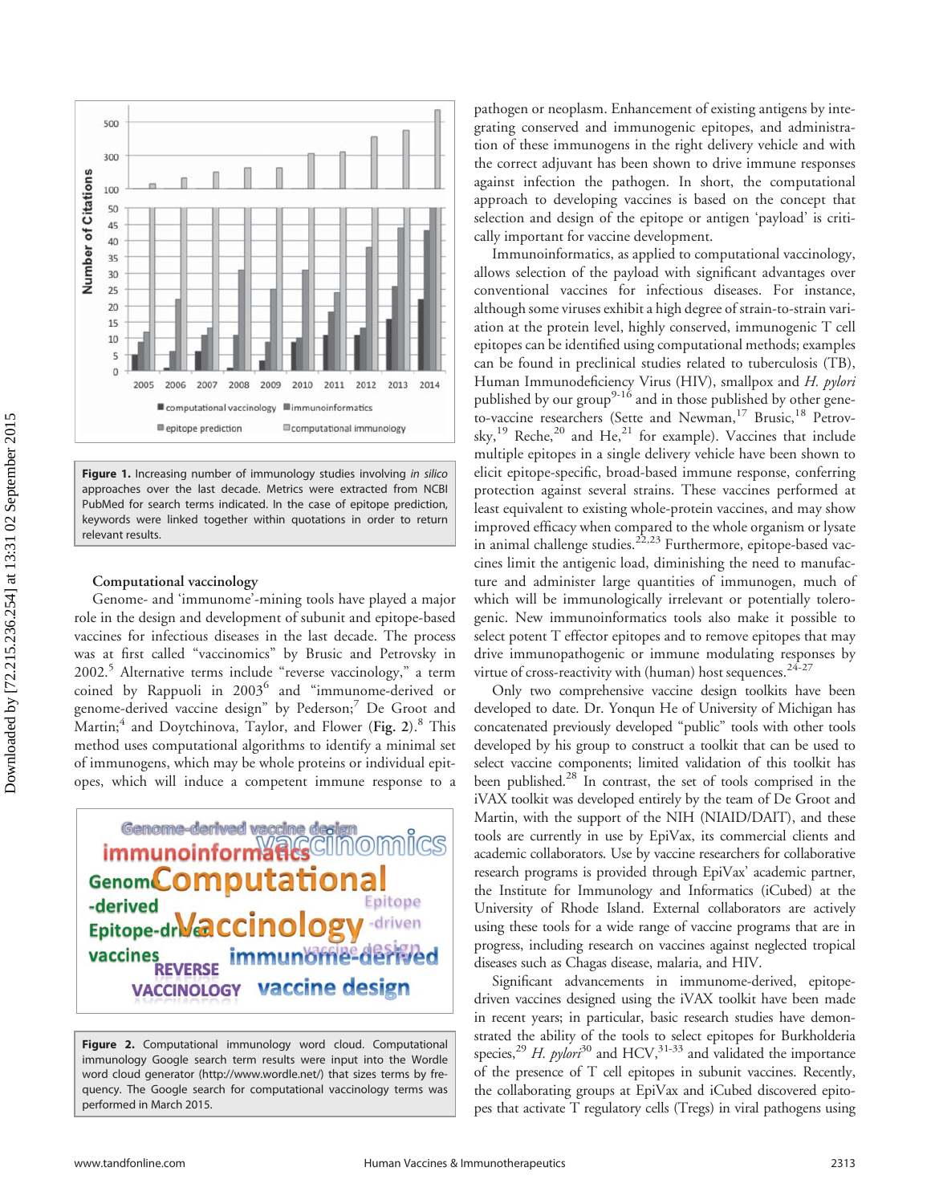Figure 1. Increasing number of immunology studies involving *in silico* approaches over the last decade. Metrics were extracted from NCBI PubMed for search terms indicated. In the case of epitope prediction, keywords were linked together within quotations in order to return relevant results.

### Computational vaccinology

Genome- and 'immunome'-mining tools have played a major role in the design and development of subunit and epitope-based vaccines for infectious diseases in the last decade. The process was at first called "vaccinomics" by Brusic and Petrovsky in 2002.[5] Alternative terms include "reverse vaccinology," a term coined by Rappuoli in 2003[6] and "immunome-derived or genome-derived vaccine design" by Pederson;[7] De Groot and Martin;[4] and Doytchinova, Taylor, and Flower (**Fig. 2**).[8] This method uses computational algorithms to identify a minimal set of immunogens, which may be whole proteins or individual epitopes, which will induce a competent immune response to a pathogen or neoplasm. Enhancement of existing antigens by integrating conserved and immunogenic epitopes, and administration of these immunogens in the right delivery vehicle and with the correct adjuvant has been shown to drive immune responses against infection the pathogen. In short, the computational approach to developing vaccines is based on the concept that selection and design of the epitope or antigen 'payload' is critically important for vaccine development.

Figure 2. Computational immunology word cloud. Computational immunology Google search term results were input into the Wordle word cloud generator (http://www.wordle.net/) that sizes terms by frequency. The Google search for computational vaccinology terms was performed in March 2015.

Immunoinformatics, as applied to computational vaccinology, allows selection of the payload with significant advantages over conventional vaccines for infectious diseases. For instance, although some viruses exhibit a high degree of strain-to-strain variation at the protein level, highly conserved, immunogenic T cell epitopes can be identified using computational methods; examples can be found in preclinical studies related to tuberculosis (TB), Human Immunodeficiency Virus (HIV), smallpox and *H. pylori* published by our group[9-16] and in those published by other gene-to-vaccine researchers (Sette and Newman,[17] Brusic,[18] Petrovsky,[19] Reche,[20] and He,[21] for example). Vaccines that include multiple epitopes in a single delivery vehicle have been shown to elicit epitope-specific, broad-based immune response, conferring protection against several strains. These vaccines performed at least equivalent to existing whole-protein vaccines, and may show improved efficacy when compared to the whole organism or lysate in animal challenge studies.[22,23] Furthermore, epitope-based vaccines limit the antigenic load, diminishing the need to manufacture and administer large quantities of immunogen, much of which will be immunologically irrelevant or potentially tolerogenic. New immunoinformatics tools also make it possible to select potent T effector epitopes and to remove epitopes that may drive immunopathogenic or immune modulating responses by virtue of cross-reactivity with (human) host sequences.[24-27]

Only two comprehensive vaccine design toolkits have been developed to date. Dr. Yonqun He of University of Michigan has concatenated previously developed "public" tools with other tools developed by his group to construct a toolkit that can be used to select vaccine components; limited validation of this toolkit has been published.[28] In contrast, the set of tools comprised in the iVAX toolkit was developed entirely by the team of De Groot and Martin, with the support of the NIH (NIAID/DAIT), and these tools are currently in use by EpiVax, its commercial clients and academic collaborators. Use by vaccine researchers for collaborative research programs is provided through EpiVax' academic partner, the Institute for Immunology and Informatics (iCubed) at the University of Rhode Island. External collaborators are actively using these tools for a wide range of vaccine programs that are in progress, including research on vaccines against neglected tropical diseases such as Chagas disease, malaria, and HIV.

Significant advancements in immunome-derived, epitope-driven vaccines designed using the iVAX toolkit have been made in recent years; in particular, basic research studies have demonstrated the ability of the tools to select epitopes for Burkholderia species,[29] *H. pylori*[30] and HCV,[31-33] and validated the importance of the presence of T cell epitopes in subunit vaccines. Recently, the collaborating groups at EpiVax and iCubed discovered epitopes that activate T regulatory cells (Tregs) in viral pathogens using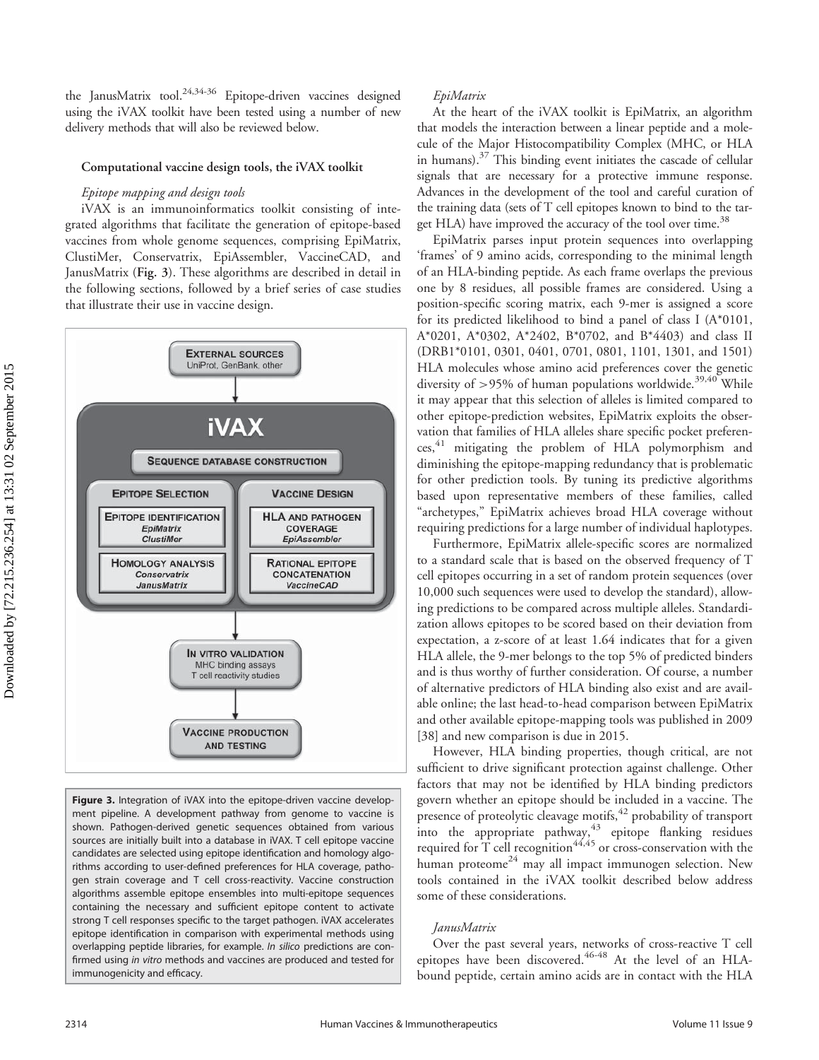the JanusMatrix tool.[24,34-36] Epitope-driven vaccines designed using the iVAX toolkit have been tested using a number of new delivery methods that will also be reviewed below.

### Computational vaccine design tools, the iVAX toolkit

#### *Epitope mapping and design tools*

iVAX is an immunoinformatics toolkit consisting of integrated algorithms that facilitate the generation of epitope-based vaccines from whole genome sequences, comprising EpiMatrix, ClustiMer, Conservatrix, EpiAssembler, VaccineCAD, and JanusMatrix (**Fig. 3**). These algorithms are described in detail in the following sections, followed by a brief series of case studies that illustrate their use in vaccine design.

**Figure 3.** Integration of iVAX into the epitope-driven vaccine development pipeline. A development pathway from genome to vaccine is shown. Pathogen-derived genetic sequences obtained from various sources are initially built into a database in iVAX. T cell epitope vaccine candidates are selected using epitope identification and homology algorithms according to user-defined preferences for HLA coverage, pathogen strain coverage and T cell cross-reactivity. Vaccine construction algorithms assemble epitope ensembles into multi-epitope sequences containing the necessary and sufficient epitope content to activate strong T cell responses specific to the target pathogen. iVAX accelerates epitope identification in comparison with experimental methods using overlapping peptide libraries, for example. *In silico* predictions are confirmed using *in vitro* methods and vaccines are produced and tested for immunogenicity and efficacy.

#### *EpiMatrix*

At the heart of the iVAX toolkit is EpiMatrix, an algorithm that models the interaction between a linear peptide and a molecule of the Major Histocompatibility Complex (MHC, or HLA in humans).[37] This binding event initiates the cascade of cellular signals that are necessary for a protective immune response. Advances in the development of the tool and careful curation of the training data (sets of T cell epitopes known to bind to the target HLA) have improved the accuracy of the tool over time.[38]

EpiMatrix parses input protein sequences into overlapping 'frames' of 9 amino acids, corresponding to the minimal length of an HLA-binding peptide. As each frame overlaps the previous one by 8 residues, all possible frames are considered. Using a position-specific scoring matrix, each 9-mer is assigned a score for its predicted likelihood to bind a panel of class I (A*0101, A*0201, A*0302, A*2402, B*0702, and B*4403) and class II (DRB1*0101, 0301, 0401, 0701, 0801, 1101, 1301, and 1501) HLA molecules whose amino acid preferences cover the genetic diversity of >95% of human populations worldwide.[39,40] While it may appear that this selection of alleles is limited compared to other epitope-prediction websites, EpiMatrix exploits the observation that families of HLA alleles share specific pocket preferences,[41] mitigating the problem of HLA polymorphism and diminishing the epitope-mapping redundancy that is problematic for other prediction tools. By tuning its predictive algorithms based upon representative members of these families, called "archetypes," EpiMatrix achieves broad HLA coverage without requiring predictions for a large number of individual haplotypes.

Furthermore, EpiMatrix allele-specific scores are normalized to a standard scale that is based on the observed frequency of T cell epitopes occurring in a set of random protein sequences (over 10,000 such sequences were used to develop the standard), allowing predictions to be compared across multiple alleles. Standardization allows epitopes to be scored based on their deviation from expectation, a z-score of at least 1.64 indicates that for a given HLA allele, the 9-mer belongs to the top 5% of predicted binders and is thus worthy of further consideration. Of course, a number of alternative predictors of HLA binding also exist and are available online; the last head-to-head comparison between EpiMatrix and other available epitope-mapping tools was published in 2009 [38] and new comparison is due in 2015.

However, HLA binding properties, though critical, are not sufficient to drive significant protection against challenge. Other factors that may not be identified by HLA binding predictors govern whether an epitope should be included in a vaccine. The presence of proteolytic cleavage motifs,[42] probability of transport into the appropriate pathway,[43] epitope flanking residues required for T cell recognition[44,45] or cross-conservation with the human proteome[24] may all impact immunogen selection. New tools contained in the iVAX toolkit described below address some of these considerations.

#### *JanusMatrix*

Over the past several years, networks of cross-reactive T cell epitopes have been discovered.[46-48] At the level of an HLA-bound peptide, certain amino acids are in contact with the HLA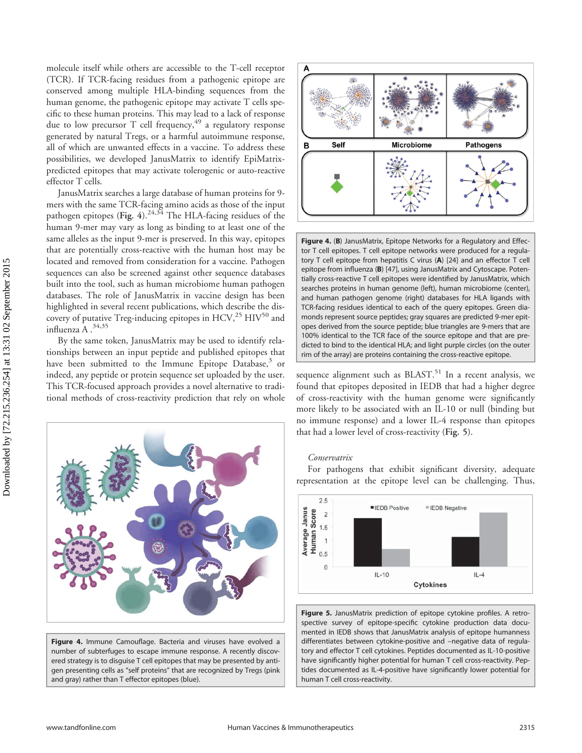molecule itself while others are accessible to the T-cell receptor (TCR). If TCR-facing residues from a pathogenic epitope are conserved among multiple HLA-binding sequences from the human genome, the pathogenic epitope may activate T cells specific to these human proteins. This may lead to a lack of response due to low precursor T cell frequency,[49] a regulatory response generated by natural Tregs, or a harmful autoimmune response, all of which are unwanted effects in a vaccine. To address these possibilities, we developed JanusMatrix to identify EpiMatrix-predicted epitopes that may activate tolerogenic or auto-reactive effector T cells.

JanusMatrix searches a large database of human proteins for 9-mers with the same TCR-facing amino acids as those of the input pathogen epitopes (**Fig. 4**).[24,34] The HLA-facing residues of the human 9-mer may vary as long as binding to at least one of the same alleles as the input 9-mer is preserved. In this way, epitopes that are potentially cross-reactive with the human host may be located and removed from consideration for a vaccine. Pathogen sequences can also be screened against other sequence databases built into the tool, such as human microbiome human pathogen databases. The role of JanusMatrix in vaccine design has been highlighted in several recent publications, which describe the discovery of putative Treg-inducing epitopes in HCV,[25] HIV[50] and influenza A.[34,35]

By the same token, JanusMatrix may be used to identify relationships between an input peptide and published epitopes that have been submitted to the Immune Epitope Database,[3] or indeed, any peptide or protein sequence set uploaded by the user. This TCR-focused approach provides a novel alternative to traditional methods of cross-reactivity prediction that rely on whole sequence alignment such as BLAST.[51] In a recent analysis, we found that epitopes deposited in IEDB that had a higher degree of cross-reactivity with the human genome were significantly more likely to be associated with an IL-10 or null (binding but no immune response) and a lower IL-4 response than epitopes that had a lower level of cross-reactivity (**Fig. 5**).

**Figure 4.** Immune Camouflage. Bacteria and viruses have evolved a number of subterfuges to escape immune response. A recently discovered strategy is to disguise T cell epitopes that may be presented by antigen presenting cells as "self proteins" that are recognized by Tregs (pink and gray) rather than T effector epitopes (blue).

**Figure 4.** (**B**) JanusMatrix, Epitope Networks for a Regulatory and Effector T cell epitopes. T cell epitope networks were produced for a regulatory T cell epitope from hepatitis C virus (**A**) [24] and an effector T cell epitope from influenza (**B**) [47], using JanusMatrix and Cytoscape. Potentially cross-reactive T cell epitopes were identified by JanusMatrix, which searches proteins in human genome (left), human microbiome (center), and human pathogen genome (right) databases for HLA ligands with TCR-facing residues identical to each of the query epitopes. Green diamonds represent source peptides; gray squares are predicted 9-mer epitopes derived from the source peptide; blue triangles are 9-mers that are 100% identical to the TCR face of the source epitope and that are predicted to bind to the identical HLA; and light purple circles (on the outer rim of the array) are proteins containing the cross-reactive epitope.

*Conservatrix*

For pathogens that exhibit significant diversity, adequate representation at the epitope level can be challenging. Thus,

**Figure 5.** JanusMatrix prediction of epitope cytokine profiles. A retrospective survey of epitope-specific cytokine production data documented in IEDB shows that JanusMatrix analysis of epitope humanness differentiates between cytokine-positive and –negative data of regulatory and effector T cell cytokines. Peptides documented as IL-10-positive have significantly higher potential for human T cell cross-reactivity. Peptides documented as IL-4-positive have significantly lower potential for human T cell cross-reactivity.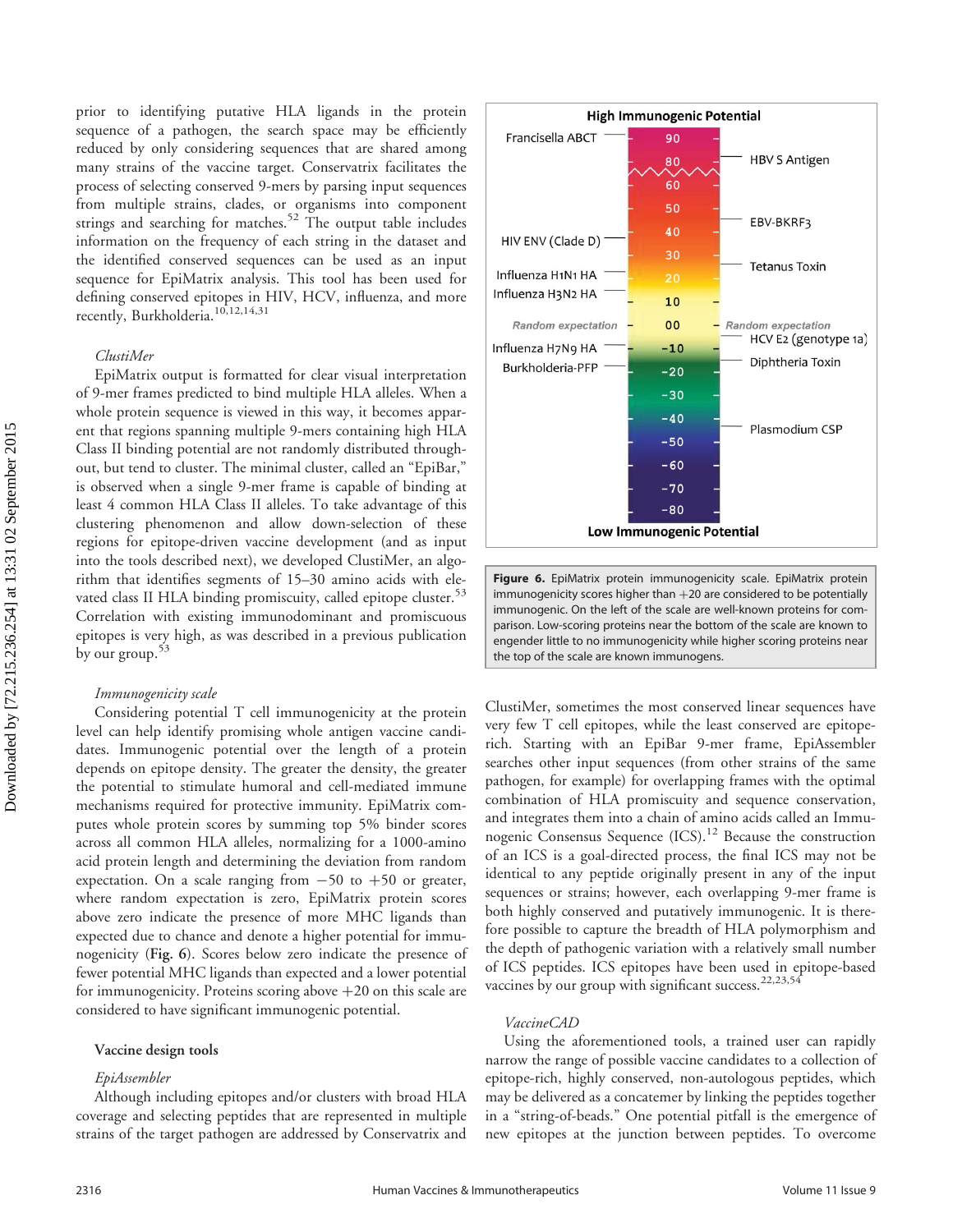prior to identifying putative HLA ligands in the protein sequence of a pathogen, the search space may be efficiently reduced by only considering sequences that are shared among many strains of the vaccine target. Conservatrix facilitates the process of selecting conserved 9-mers by parsing input sequences from multiple strains, clades, or organisms into component strings and searching for matches.[52] The output table includes information on the frequency of each string in the dataset and the identified conserved sequences can be used as an input sequence for EpiMatrix analysis. This tool has been used for defining conserved epitopes in HIV, HCV, influenza, and more recently, Burkholderia.[10,12,14,31]

*ClustiMer*

EpiMatrix output is formatted for clear visual interpretation of 9-mer frames predicted to bind multiple HLA alleles. When a whole protein sequence is viewed in this way, it becomes apparent that regions spanning multiple 9-mers containing high HLA Class II binding potential are not randomly distributed throughout, but tend to cluster. The minimal cluster, called an "EpiBar," is observed when a single 9-mer frame is capable of binding at least 4 common HLA Class II alleles. To take advantage of this clustering phenomenon and allow down-selection of these regions for epitope-driven vaccine development (and as input into the tools described next), we developed ClustiMer, an algorithm that identifies segments of 15–30 amino acids with elevated class II HLA binding promiscuity, called epitope cluster.[53] Correlation with existing immunodominant and promiscuous epitopes is very high, as was described in a previous publication by our group.[53]

*Immunogenicity scale*

Considering potential T cell immunogenicity at the protein level can help identify promising whole antigen vaccine candidates. Immunogenic potential over the length of a protein depends on epitope density. The greater the density, the greater the potential to stimulate humoral and cell-mediated immune mechanisms required for protective immunity. EpiMatrix computes whole protein scores by summing top 5% binder scores across all common HLA alleles, normalizing for a 1000-amino acid protein length and determining the deviation from random expectation. On a scale ranging from −50 to +50 or greater, where random expectation is zero, EpiMatrix protein scores above zero indicate the presence of more MHC ligands than expected due to chance and denote a higher potential for immunogenicity (**Fig. 6**). Scores below zero indicate the presence of fewer potential MHC ligands than expected and a lower potential for immunogenicity. Proteins scoring above +20 on this scale are considered to have significant immunogenic potential.

**Figure 6.** EpiMatrix protein immunogenicity scale. EpiMatrix protein immunogenicity scores higher than +20 are considered to be potentially immunogenic. On the left of the scale are well-known proteins for comparison. Low-scoring proteins near the bottom of the scale are known to engender little to no immunogenicity while higher scoring proteins near the top of the scale are known immunogens.

### Vaccine design tools

*EpiAssembler*

Although including epitopes and/or clusters with broad HLA coverage and selecting peptides that are represented in multiple strains of the target pathogen are addressed by Conservatrix and ClustiMer, sometimes the most conserved linear sequences have very few T cell epitopes, while the least conserved are epitope-rich. Starting with an EpiBar 9-mer frame, EpiAssembler searches other input sequences (from other strains of the same pathogen, for example) for overlapping frames with the optimal combination of HLA promiscuity and sequence conservation, and integrates them into a chain of amino acids called an Immunogenic Consensus Sequence (ICS).[12] Because the construction of an ICS is a goal-directed process, the final ICS may not be identical to any peptide originally present in any of the input sequences or strains; however, each overlapping 9-mer frame is both highly conserved and putatively immunogenic. It is therefore possible to capture the breadth of HLA polymorphism and the depth of pathogenic variation with a relatively small number of ICS peptides. ICS epitopes have been used in epitope-based vaccines by our group with significant success.[22,23,54]

*VaccineCAD*

Using the aforementioned tools, a trained user can rapidly narrow the range of possible vaccine candidates to a collection of epitope-rich, highly conserved, non-autologous peptides, which may be delivered as a concatemer by linking the peptides together in a "string-of-beads." One potential pitfall is the emergence of new epitopes at the junction between peptides. To overcome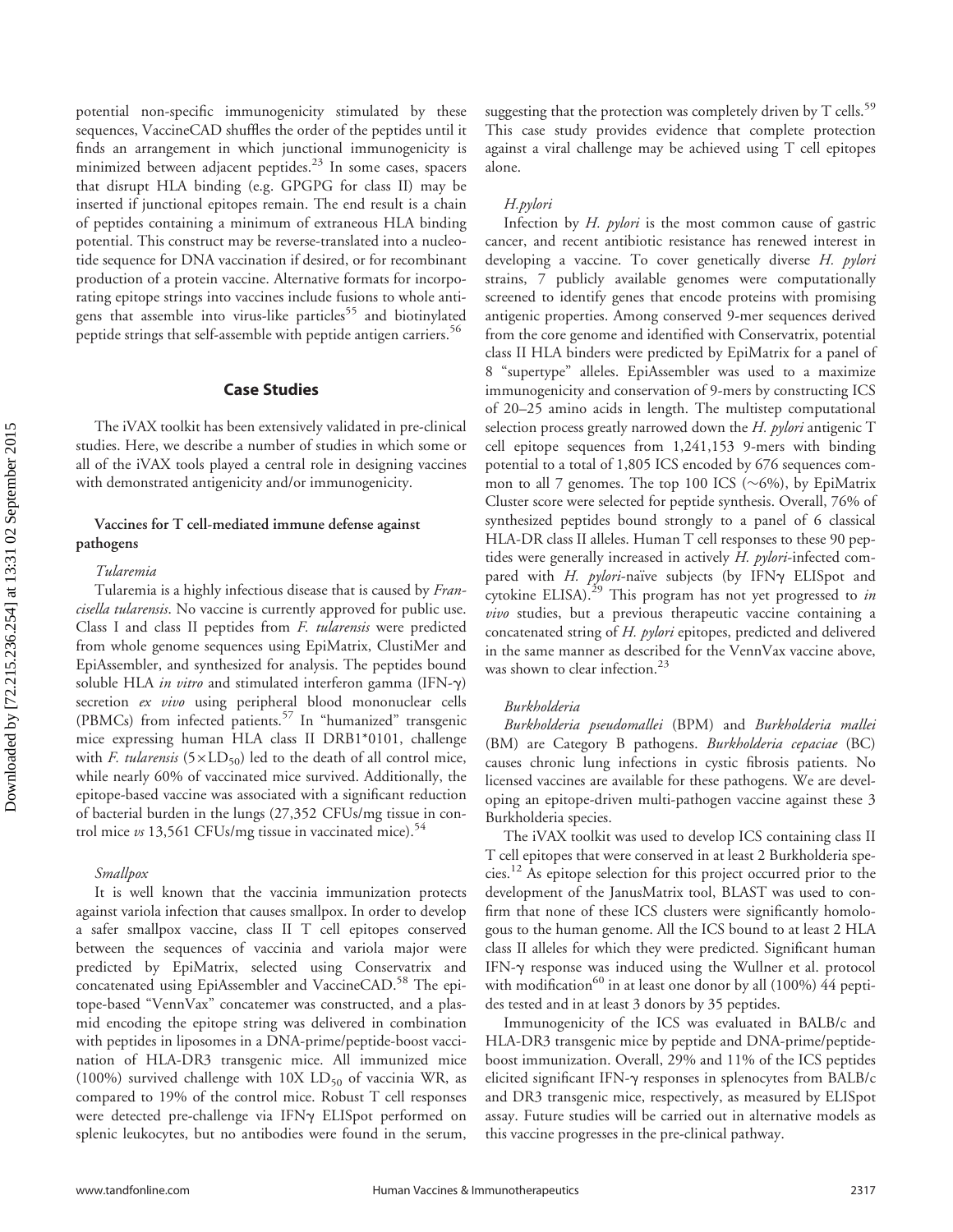potential non-specific immunogenicity stimulated by these sequences, VaccineCAD shuffles the order of the peptides until it finds an arrangement in which junctional immunogenicity is minimized between adjacent peptides.[23] In some cases, spacers that disrupt HLA binding (e.g. GPGPG for class II) may be inserted if junctional epitopes remain. The end result is a chain of peptides containing a minimum of extraneous HLA binding potential. This construct may be reverse-translated into a nucleotide sequence for DNA vaccination if desired, or for recombinant production of a protein vaccine. Alternative formats for incorporating epitope strings into vaccines include fusions to whole antigens that assemble into virus-like particles[55] and biotinylated peptide strings that self-assemble with peptide antigen carriers.[56]

## Case Studies

The iVAX toolkit has been extensively validated in pre-clinical studies. Here, we describe a number of studies in which some or all of the iVAX tools played a central role in designing vaccines with demonstrated antigenicity and/or immunogenicity.

### Vaccines for T cell-mediated immune defense against pathogens

#### *Tularemia*

Tularemia is a highly infectious disease that is caused by *Francisella tularensis*. No vaccine is currently approved for public use. Class I and class II peptides from *F. tularensis* were predicted from whole genome sequences using EpiMatrix, ClustiMer and EpiAssembler, and synthesized for analysis. The peptides bound soluble HLA *in vitro* and stimulated interferon gamma (IFN-γ) secretion *ex vivo* using peripheral blood mononuclear cells (PBMCs) from infected patients.[57] In "humanized" transgenic mice expressing human HLA class II DRB1*0101, challenge with *F. tularensis* ($5\times LD_{50}$) led to the death of all control mice, while nearly 60% of vaccinated mice survived. Additionally, the epitope-based vaccine was associated with a significant reduction of bacterial burden in the lungs (27,352 CFUs/mg tissue in control mice *vs* 13,561 CFUs/mg tissue in vaccinated mice).[54]

#### *Smallpox*

It is well known that the vaccinia immunization protects against variola infection that causes smallpox. In order to develop a safer smallpox vaccine, class II T cell epitopes conserved between the sequences of vaccinia and variola major were predicted by EpiMatrix, selected using Conservatrix and concatenated using EpiAssembler and VaccineCAD.[58] The epitope-based "VennVax" concatemer was constructed, and a plasmid encoding the epitope string was delivered in combination with peptides in liposomes in a DNA-prime/peptide-boost vaccination of HLA-DR3 transgenic mice. All immunized mice (100%) survived challenge with 10X $LD_{50}$ of vaccinia WR, as compared to 19% of the control mice. Robust T cell responses were detected pre-challenge via IFNγ ELISpot performed on splenic leukocytes, but no antibodies were found in the serum, suggesting that the protection was completely driven by T cells.[59] This case study provides evidence that complete protection against a viral challenge may be achieved using T cell epitopes alone.

#### *H.pylori*

Infection by *H. pylori* is the most common cause of gastric cancer, and recent antibiotic resistance has renewed interest in developing a vaccine. To cover genetically diverse *H. pylori* strains, 7 publicly available genomes were computationally screened to identify genes that encode proteins with promising antigenic properties. Among conserved 9-mer sequences derived from the core genome and identified with Conservatrix, potential class II HLA binders were predicted by EpiMatrix for a panel of 8 "supertype" alleles. EpiAssembler was used to a maximize immunogenicity and conservation of 9-mers by constructing ICS of 20–25 amino acids in length. The multistep computational selection process greatly narrowed down the *H. pylori* antigenic T cell epitope sequences from 1,241,153 9-mers with binding potential to a total of 1,805 ICS encoded by 676 sequences common to all 7 genomes. The top 100 ICS (~6%), by EpiMatrix Cluster score were selected for peptide synthesis. Overall, 76% of synthesized peptides bound strongly to a panel of 6 classical HLA-DR class II alleles. Human T cell responses to these 90 peptides were generally increased in actively *H. pylori*-infected compared with *H. pylori*-naïve subjects (by IFNγ ELISpot and cytokine ELISA).[29] This program has not yet progressed to *in vivo* studies, but a previous therapeutic vaccine containing a concatenated string of *H. pylori* epitopes, predicted and delivered in the same manner as described for the VennVax vaccine above, was shown to clear infection.[23]

#### *Burkholderia*

*Burkholderia pseudomallei* (BPM) and *Burkholderia mallei* (BM) are Category B pathogens. *Burkholderia cepaciae* (BC) causes chronic lung infections in cystic fibrosis patients. No licensed vaccines are available for these pathogens. We are developing an epitope-driven multi-pathogen vaccine against these 3 Burkholderia species.

The iVAX toolkit was used to develop ICS containing class II T cell epitopes that were conserved in at least 2 Burkholderia species.[12] As epitope selection for this project occurred prior to the development of the JanusMatrix tool, BLAST was used to confirm that none of these ICS clusters were significantly homologous to the human genome. All the ICS bound to at least 2 HLA class II alleles for which they were predicted. Significant human IFN-γ response was induced using the Wullner et al. protocol with modification[60] in at least one donor by all (100%) 44 peptides tested and in at least 3 donors by 35 peptides.

Immunogenicity of the ICS was evaluated in BALB/c and HLA-DR3 transgenic mice by peptide and DNA-prime/peptide-boost immunization. Overall, 29% and 11% of the ICS peptides elicited significant IFN-γ responses in splenocytes from BALB/c and DR3 transgenic mice, respectively, as measured by ELISpot assay. Future studies will be carried out in alternative models as this vaccine progresses in the pre-clinical pathway.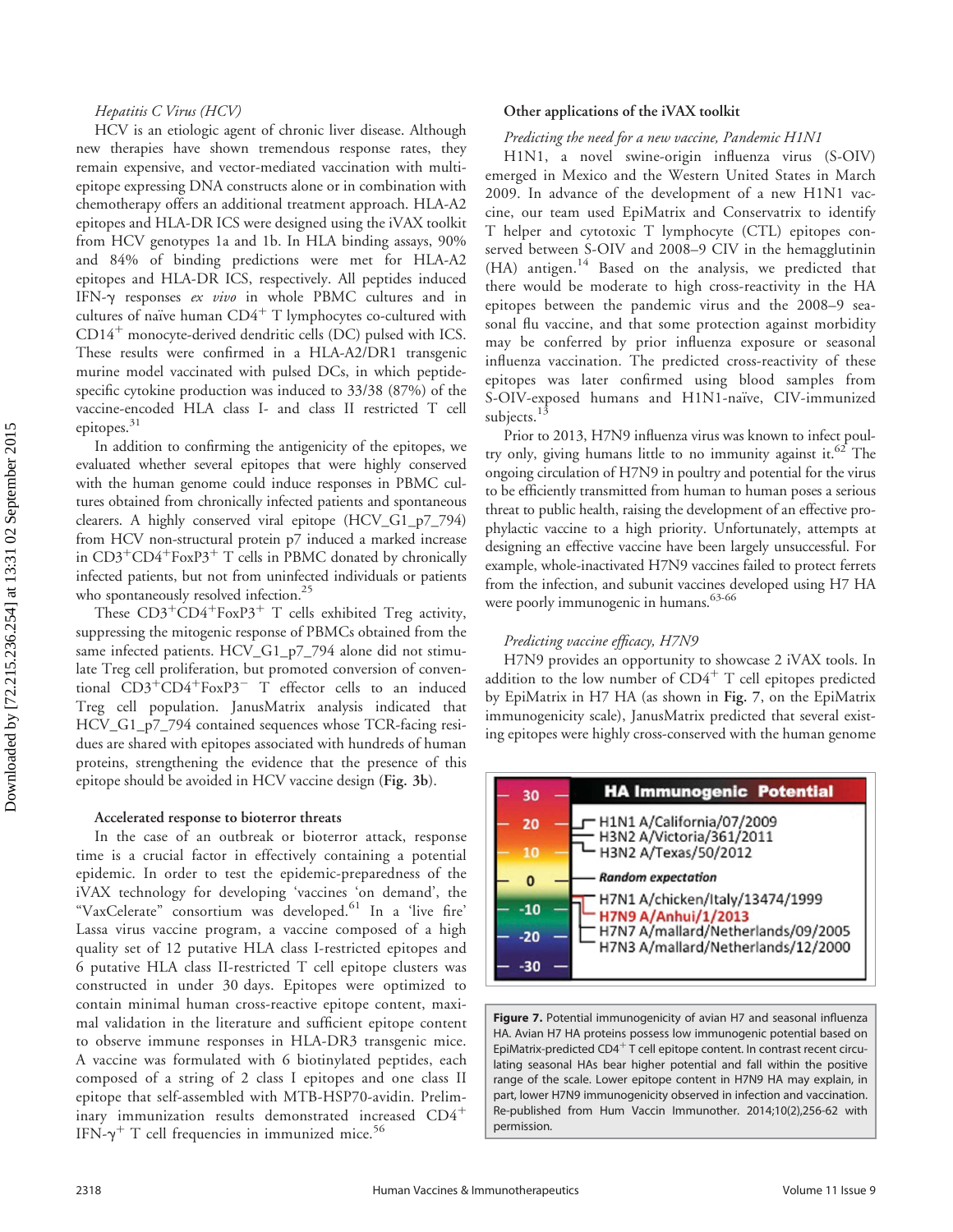*Hepatitis C Virus (HCV)*

HCV is an etiologic agent of chronic liver disease. Although new therapies have shown tremendous response rates, they remain expensive, and vector-mediated vaccination with multi-epitope expressing DNA constructs alone or in combination with chemotherapy offers an additional treatment approach. HLA-A2 epitopes and HLA-DR ICS were designed using the iVAX toolkit from HCV genotypes 1a and 1b. In HLA binding assays, 90% and 84% of binding predictions were met for HLA-A2 epitopes and HLA-DR ICS, respectively. All peptides induced IFN-γ responses *ex vivo* in whole PBMC cultures and in cultures of naïve human $CD4^+$ T lymphocytes co-cultured with $CD14^+$ monocyte-derived dendritic cells (DC) pulsed with ICS. These results were confirmed in a HLA-A2/DR1 transgenic murine model vaccinated with pulsed DCs, in which peptide-specific cytokine production was induced to 33/38 (87%) of the vaccine-encoded HLA class I- and class II restricted T cell epitopes.[31]

In addition to confirming the antigenicity of the epitopes, we evaluated whether several epitopes that were highly conserved with the human genome could induce responses in PBMC cultures obtained from chronically infected patients and spontaneous clearers. A highly conserved viral epitope (HCV_G1_p7_794) from HCV non-structural protein p7 induced a marked increase in $CD3^+CD4^+FoxP3^+$ T cells in PBMC donated by chronically infected patients, but not from uninfected individuals or patients who spontaneously resolved infection.[25]

These $CD3^+CD4^+FoxP3^+$ T cells exhibited Treg activity, suppressing the mitogenic response of PBMCs obtained from the same infected patients. HCV_G1_p7_794 alone did not stimulate Treg cell proliferation, but promoted conversion of conventional $CD3^+CD4^+FoxP3^-$ T effector cells to an induced Treg cell population. JanusMatrix analysis indicated that HCV_G1_p7_794 contained sequences whose TCR-facing residues are shared with epitopes associated with hundreds of human proteins, strengthening the evidence that the presence of this epitope should be avoided in HCV vaccine design (**Fig. 3b**).

### Accelerated response to bioterror threats

In the case of an outbreak or bioterror attack, response time is a crucial factor in effectively containing a potential epidemic. In order to test the epidemic-preparedness of the iVAX technology for developing 'vaccines 'on demand', the "VaxCelerate" consortium was developed.[61] In a 'live fire' Lassa virus vaccine program, a vaccine composed of a high quality set of 12 putative HLA class I-restricted epitopes and 6 putative HLA class II-restricted T cell epitope clusters was constructed in under 30 days. Epitopes were optimized to contain minimal human cross-reactive epitope content, maximal validation in the literature and sufficient epitope content to observe immune responses in HLA-DR3 transgenic mice. A vaccine was formulated with 6 biotinylated peptides, each composed of a string of 2 class I epitopes and one class II epitope that self-assembled with MTB-HSP70-avidin. Preliminary immunization results demonstrated increased $CD4^+$ IFN-$\gamma^+$ T cell frequencies in immunized mice.[56]

### Other applications of the iVAX toolkit

*Predicting the need for a new vaccine, Pandemic H1N1*

H1N1, a novel swine-origin influenza virus (S-OIV) emerged in Mexico and the Western United States in March 2009. In advance of the development of a new H1N1 vaccine, our team used EpiMatrix and Conservatrix to identify T helper and cytotoxic T lymphocyte (CTL) epitopes conserved between S-OIV and 2008–9 CIV in the hemagglutinin (HA) antigen.[14] Based on the analysis, we predicted that there would be moderate to high cross-reactivity in the HA epitopes between the pandemic virus and the 2008–9 seasonal flu vaccine, and that some protection against morbidity may be conferred by prior influenza exposure or seasonal influenza vaccination. The predicted cross-reactivity of these epitopes was later confirmed using blood samples from S-OIV-exposed humans and H1N1-naïve, CIV-immunized subjects.[13]

Prior to 2013, H7N9 influenza virus was known to infect poultry only, giving humans little to no immunity against it.[62] The ongoing circulation of H7N9 in poultry and potential for the virus to be efficiently transmitted from human to human poses a serious threat to public health, raising the development of an effective prophylactic vaccine to a high priority. Unfortunately, attempts at designing an effective vaccine have been largely unsuccessful. For example, whole-inactivated H7N9 vaccines failed to protect ferrets from the infection, and subunit vaccines developed using H7 HA were poorly immunogenic in humans.[63-66]

*Predicting vaccine efficacy, H7N9*

H7N9 provides an opportunity to showcase 2 iVAX tools. In addition to the low number of $CD4^+$ T cell epitopes predicted by EpiMatrix in H7 HA (as shown in **Fig. 7**, on the EpiMatrix immunogenicity scale), JanusMatrix predicted that several existing epitopes were highly cross-conserved with the human genome

**Figure 7.** Potential immunogenicity of avian H7 and seasonal influenza HA. Avian H7 HA proteins possess low immunogenic potential based on EpiMatrix-predicted $CD4^+$ T cell epitope content. In contrast recent circulating seasonal HAs bear higher potential and fall within the positive range of the scale. Lower epitope content in H7N9 HA may explain, in part, lower H7N9 immunogenicity observed in infection and vaccination. Re-published from Hum Vaccin Immunother. 2014;10(2),256-62 with permission.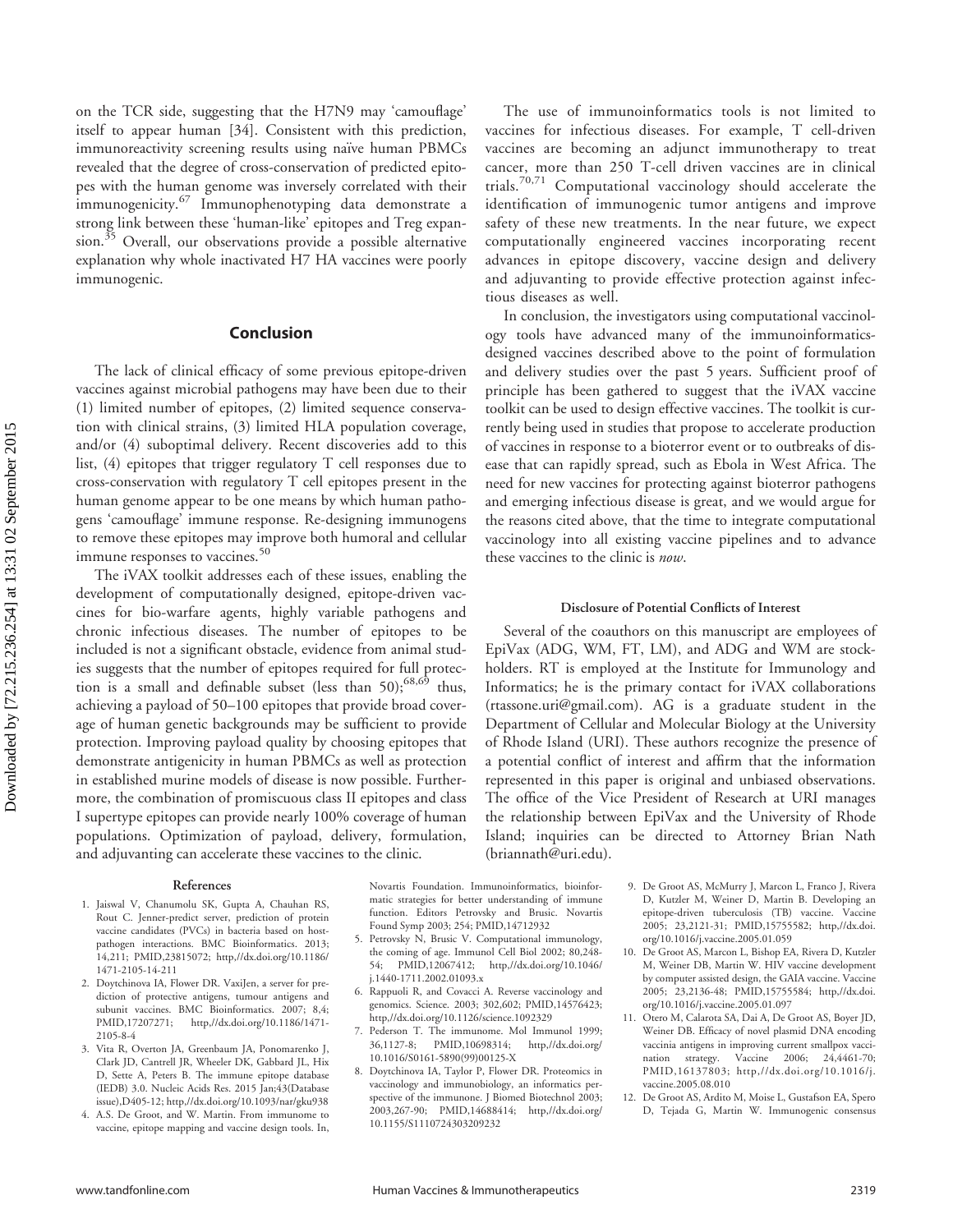on the TCR side, suggesting that the H7N9 may 'camouflage' itself to appear human [34]. Consistent with this prediction, immunoreactivity screening results using naïve human PBMCs revealed that the degree of cross-conservation of predicted epitopes with the human genome was inversely correlated with their immunogenicity.[67] Immunophenotyping data demonstrate a strong link between these 'human-like' epitopes and Treg expansion.[35] Overall, our observations provide a possible alternative explanation why whole inactivated H7 HA vaccines were poorly immunogenic.

## Conclusion

The lack of clinical efficacy of some previous epitope-driven vaccines against microbial pathogens may have been due to their (1) limited number of epitopes, (2) limited sequence conservation with clinical strains, (3) limited HLA population coverage, and/or (4) suboptimal delivery. Recent discoveries add to this list, (4) epitopes that trigger regulatory T cell responses due to cross-conservation with regulatory T cell epitopes present in the human genome appear to be one means by which human pathogens 'camouflage' immune response. Re-designing immunogens to remove these epitopes may improve both humoral and cellular immune responses to vaccines.[50]

The iVAX toolkit addresses each of these issues, enabling the development of computationally designed, epitope-driven vaccines for bio-warfare agents, highly variable pathogens and chronic infectious diseases. The number of epitopes to be included is not a significant obstacle, evidence from animal studies suggests that the number of epitopes required for full protection is a small and definable subset (less than 50);[68,69] thus, achieving a payload of 50–100 epitopes that provide broad coverage of human genetic backgrounds may be sufficient to provide protection. Improving payload quality by choosing epitopes that demonstrate antigenicity in human PBMCs as well as protection in established murine models of disease is now possible. Furthermore, the combination of promiscuous class II epitopes and class I supertype epitopes can provide nearly 100% coverage of human populations. Optimization of payload, delivery, formulation, and adjuvanting can accelerate these vaccines to the clinic.

The use of immunoinformatics tools is not limited to vaccines for infectious diseases. For example, T cell-driven vaccines are becoming an adjunct immunotherapy to treat cancer, more than 250 T-cell driven vaccines are in clinical trials.[70,71] Computational vaccinology should accelerate the identification of immunogenic tumor antigens and improve safety of these new treatments. In the near future, we expect computationally engineered vaccines incorporating recent advances in epitope discovery, vaccine design and delivery and adjuvanting to provide effective protection against infectious diseases as well.

In conclusion, the investigators using computational vaccinology tools have advanced many of the immunoinformatics-designed vaccines described above to the point of formulation and delivery studies over the past 5 years. Sufficient proof of principle has been gathered to suggest that the iVAX vaccine toolkit can be used to design effective vaccines. The toolkit is currently being used in studies that propose to accelerate production of vaccines in response to a bioterror event or to outbreaks of disease that can rapidly spread, such as Ebola in West Africa. The need for new vaccines for protecting against bioterror pathogens and emerging infectious disease is great, and we would argue for the reasons cited above, that the time to integrate computational vaccinology into all existing vaccine pipelines and to advance these vaccines to the clinic is *now*.

#### Disclosure of Potential Conflicts of Interest

Several of the coauthors on this manuscript are employees of EpiVax (ADG, WM, FT, LM), and ADG and WM are stockholders. RT is employed at the Institute for Immunology and Informatics; he is the primary contact for iVAX collaborations (rtassone.uri@gmail.com). AG is a graduate student in the Department of Cellular and Molecular Biology at the University of Rhode Island (URI). These authors recognize the presence of a potential conflict of interest and affirm that the information represented in this paper is original and unbiased observations. The office of the Vice President of Research at URI manages the relationship between EpiVax and the University of Rhode Island; inquiries can be directed to Attorney Brian Nath (briannath@uri.edu).

#### References

1. Jaiswal V, Chanumolu SK, Gupta A, Chauhan RS, Rout C. Jenner-predict server, prediction of protein vaccine candidates (PVCs) in bacteria based on host-pathogen interactions. BMC Bioinformatics. 2013; 14,211; PMID,23815072; http,//dx.doi.org/10.1186/1471-2105-14-211
2. Doytchinova IA, Flower DR. VaxiJen, a server for prediction of protective antigens, tumour antigens and subunit vaccines. BMC Bioinformatics. 2007; 8,4; PMID,17207271; http,//dx.doi.org/10.1186/1471-2105-8-4
3. Vita R, Overton JA, Greenbaum JA, Ponomarenko J, Clark JD, Cantrell JR, Wheeler DK, Gabbard JL, Hix D, Sette A, Peters B. The immune epitope database (IEDB) 3.0. Nucleic Acids Res. 2015 Jan;43(Database issue),D405-12; http,//dx.doi.org/10.1093/nar/gku938
4. A.S. De Groot, and W. Martin. From immunome to vaccine, epitope mapping and vaccine design tools. In, Novartis Foundation. Immunoinformatics, bioinformatic strategies for better understanding of immune function. Editors Petrovsky and Brusic. Novartis Found Symp 2003; 254; PMID,14712932
5. Petrovsky N, Brusic V. Computational immunology, the coming of age. Immunol Cell Biol 2002; 80,248-54; PMID,12067412; http,//dx.doi.org/10.1046/j.1440-1711.2002.01093.x
6. Rappuoli R, and Covacci A. Reverse vaccinology and genomics. Science. 2003; 302,602; PMID,14576423; http,//dx.doi.org/10.1126/science.1092329
7. Pederson T. The immunome. Mol Immunol 1999; 36,1127-8; PMID,10698314; http,//dx.doi.org/10.1016/S0161-5890(99)00125-X
8. Doytchinova IA, Taylor P, Flower DR. Proteomics in vaccinology and immunobiology, an informatics perspective of the immunone. J Biomed Biotechnol 2003; 2003,267-90; PMID,14688414; http,//dx.doi.org/10.1155/S1110724303209232
9. De Groot AS, McMurry J, Marcon L, Franco J, Rivera D, Kutzler M, Weiner D, Martin B. Developing an epitope-driven tuberculosis (TB) vaccine. Vaccine 2005; 23,2121-31; PMID,15755582; http,//dx.doi.org/10.1016/j.vaccine.2005.01.059
10. De Groot AS, Marcon L, Bishop EA, Rivera D, Kutzler M, Weiner DB, Martin W. HIV vaccine development by computer assisted design, the GAIA vaccine. Vaccine 2005; 23,2136-48; PMID,15755584; http,//dx.doi.org/10.1016/j.vaccine.2005.01.097
11. Otero M, Calarota SA, Dai A, De Groot AS, Boyer JD, Weiner DB. Efficacy of novel plasmid DNA encoding vaccinia antigens in improving current smallpox vaccination strategy. Vaccine 2006; 24,4461-70; PMID,16137803; http,//dx.doi.org/10.1016/j.vaccine.2005.08.010
12. De Groot AS, Ardito M, Moise L, Gustafson EA, Spero D, Tejada G, Martin W. Immunogenic consensus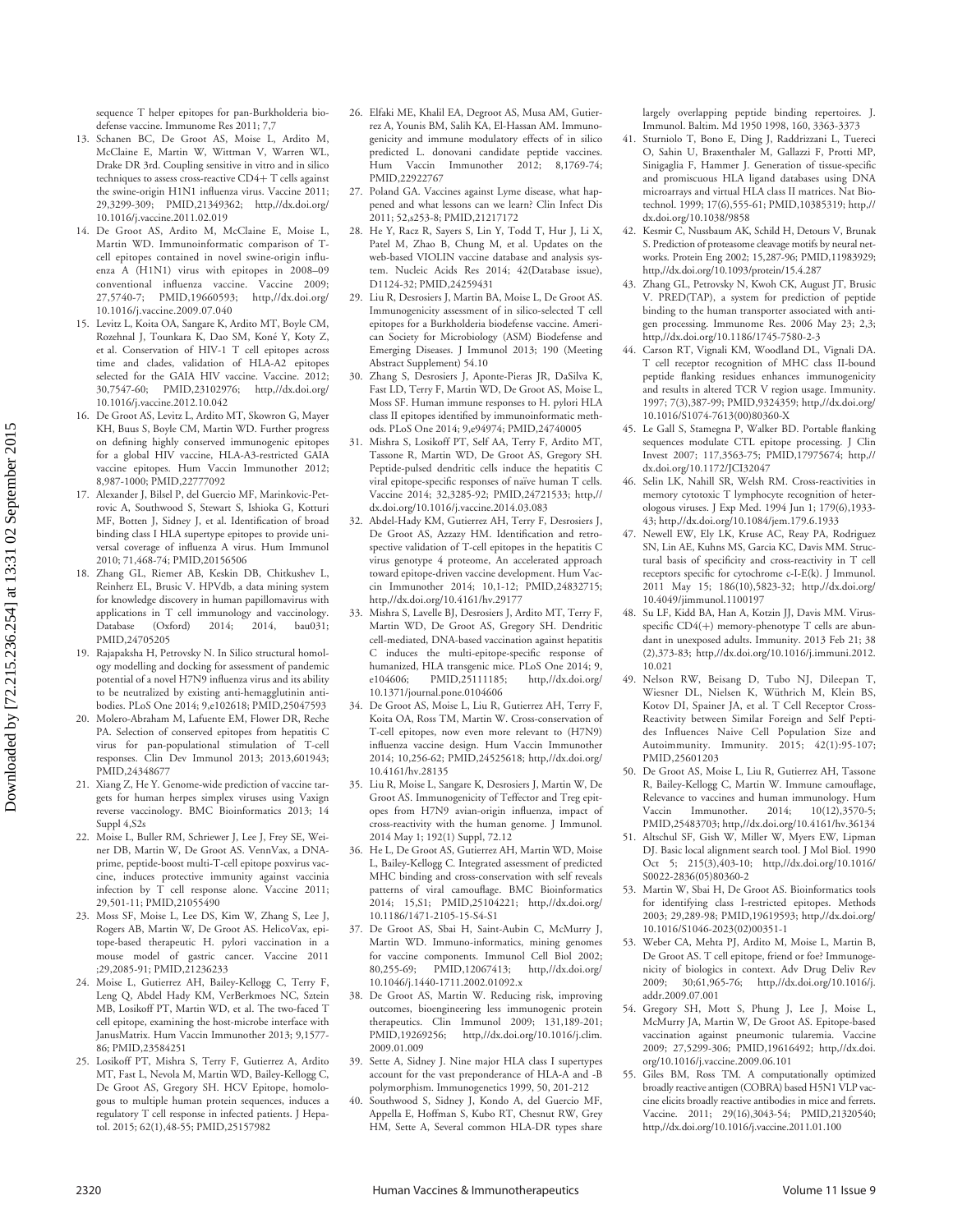sequence T helper epitopes for pan-Burkholderia biodefense vaccine. Immunome Res 2011; 7,7

13. Schanen BC, De Groot AS, Moise L, Ardito M, McClaine E, Martin W, Wittman V, Warren WL, Drake DR 3rd. Coupling sensitive in vitro and in silico techniques to assess cross-reactive CD4+ T cells against the swine-origin H1N1 influenza virus. Vaccine 2011; 29,3299-309; PMID,21349362; http,//dx.doi.org/10.1016/j.vaccine.2011.02.019
14. De Groot AS, Ardito M, McClaine E, Moise L, Martin WD. Immunoinformatic comparison of T-cell epitopes contained in novel swine-origin influenza A (H1N1) virus with epitopes in 2008–09 conventional influenza vaccine. Vaccine 2009; 27,5740-7; PMID,19660593; http,//dx.doi.org/10.1016/j.vaccine.2009.07.040
15. Levitz L, Koita OA, Sangare K, Ardito MT, Boyle CM, Rozehnal J, Tounkara K, Dao SM, Koné Y, Koty Z, et al. Conservation of HIV-1 T cell epitopes across time and clades, validation of HLA-A2 epitopes selected for the GAIA HIV vaccine. Vaccine. 2012; 30,7547-60; PMID,23102976; http,//dx.doi.org/10.1016/j.vaccine.2012.10.042
16. De Groot AS, Levitz L, Ardito MT, Skowron G, Mayer KH, Buus S, Boyle CM, Martin WD. Further progress on defining highly conserved immunogenic epitopes for a global HIV vaccine, HLA-A3-restricted GAIA vaccine epitopes. Hum Vaccin Immunother 2012; 8,987-1000; PMID,22777092
17. Alexander J, Bilsel P, del Guercio MF, Marinkovic-Petrovic A, Southwood S, Stewart S, Ishioka G, Kotturi MF, Botten J, Sidney J, et al. Identification of broad binding class I HLA supertype epitopes to provide universal coverage of influenza A virus. Hum Immunol 2010; 71,468-74; PMID,20156506
18. Zhang GL, Riemer AB, Keskin DB, Chitkushev L, Reinherz EL, Brusic V. HPVdb, a data mining system for knowledge discovery in human papillomavirus with applications in T cell immunology and vaccinology. Database (Oxford) 2014; 2014, bau031; PMID,24705205
19. Rajapaksha H, Petrovsky N. In Silico structural homology modelling and docking for assessment of pandemic potential of a novel H7N9 influenza virus and its ability to be neutralized by existing anti-hemagglutinin antibodies. PLoS One 2014; 9,e102618; PMID,25047593
20. Molero-Abraham M, Lafuente EM, Flower DR, Reche PA. Selection of conserved epitopes from hepatitis C virus for pan-populational stimulation of T-cell responses. Clin Dev Immunol 2013; 2013,601943; PMID,24348677
21. Xiang Z, He Y. Genome-wide prediction of vaccine targets for human herpes simplex viruses using Vaxign reverse vaccinology. BMC Bioinformatics 2013; 14 Suppl 4,S2s
22. Moise L, Buller RM, Schriewer J, Lee J, Frey SE, Weiner DB, Martin W, De Groot AS. VennVax, a DNA-prime, peptide-boost multi-T-cell epitope poxvirus vaccine, induces protective immunity against vaccinia infection by T cell response alone. Vaccine 2011; 29,501-11; PMID,21055490
23. Moss SF, Moise L, Lee DS, Kim W, Zhang S, Lee J, Rogers AB, Martin W, De Groot AS. HelicoVax, epitope-based therapeutic H. pylori vaccination in a mouse model of gastric cancer. Vaccine 2011 ;29,2085-91; PMID,21236233
24. Moise L, Gutierrez AH, Bailey-Kellogg C, Terry F, Leng Q, Abdel Hady KM, VerBerkmoes NC, Sztein MB, Losikoff PT, Martin WD, et al. The two-faced T cell epitope, examining the host-microbe interface with JanusMatrix. Hum Vaccin Immunother 2013; 9,1577-86; PMID,23584251
25. Losikoff PT, Mishra S, Terry F, Gutierrez A, Ardito MT, Fast L, Nevola M, Martin WD, Bailey-Kellogg C, De Groot AS, Gregory SH. HCV Epitope, homologous to multiple human protein sequences, induces a regulatory T cell response in infected patients. J Hepatol. 2015; 62(1),48-55; PMID,25157982
26. Elfaki ME, Khalil EA, Degroot AS, Musa AM, Gutierrez A, Younis BM, Salih KA, El-Hassan AM. Immunogenicity and immune modulatory effects of in silico predicted L. donovani candidate peptide vaccines. Hum Vaccin Immunother 2012; 8,1769-74; PMID,22922767
27. Poland GA. Vaccines against Lyme disease, what happened and what lessons can we learn? Clin Infect Dis 2011; 52,s253-8; PMID,21217172
28. He Y, Racz R, Sayers S, Lin Y, Todd T, Hur J, Li X, Patel M, Zhao B, Chung M, et al. Updates on the web-based VIOLIN vaccine database and analysis system. Nucleic Acids Res 2014; 42(Database issue), D1124-32; PMID,24259431
29. Liu R, Desrosiers J, Martin BA, Moise L, De Groot AS. Immunogenicity assessment of in silico-selected T cell epitopes for a Burkholderia biodefense vaccine. American Society for Microbiology (ASM) Biodefense and Emerging Diseases. J Immunol 2013; 190 (Meeting Abstract Supplement) 54.10
30. Zhang S, Desrosiers J, Aponte-Pieras JR, DaSilva K, Fast LD, Terry F, Martin WD, De Groot AS, Moise L, Moss SF. Human immune responses to H. pylori HLA class II epitopes identified by immunoinformatic methods. PLoS One 2014; 9,e94974; PMID,24740005
31. Mishra S, Losikoff PT, Self AA, Terry F, Ardito MT, Tassone R, Martin WD, De Groot AS, Gregory SH. Peptide-pulsed dendritic cells induce the hepatitis C viral epitope-specific responses of naïve human T cells. Vaccine 2014; 32,3285-92; PMID,24721533; http,//dx.doi.org/10.1016/j.vaccine.2014.03.083
32. Abdel-Hady KM, Gutierrez AH, Terry F, Desrosiers J, De Groot AS, Azzazy HM. Identification and retrospective validation of T-cell epitopes in the hepatitis C virus genotype 4 proteome, An accelerated approach toward epitope-driven vaccine development. Hum Vaccin Immunother 2014; 10,1-12; PMID,24832715; http,//dx.doi.org/10.4161/hv.29177
33. Mishra S, Lavelle BJ, Desrosiers J, Ardito MT, Terry F, Martin WD, De Groot AS, Gregory SH. Dendritic cell-mediated, DNA-based vaccination against hepatitis C induces the multi-epitope-specific response of humanized, HLA transgenic mice. PLoS One 2014; 9, e104606; PMID,25111185; http,//dx.doi.org/10.1371/journal.pone.0104606
34. De Groot AS, Moise L, Liu R, Gutierrez AH, Terry F, Koita OA, Ross TM, Martin W. Cross-conservation of T-cell epitopes, now even more relevant to (H7N9) influenza vaccine design. Hum Vaccin Immunother 2014; 10,256-62; PMID,24525618; http,//dx.doi.org/10.4161/hv.28135
35. Liu R, Moise L, Sangare K, Desrosiers J, Martin W, De Groot AS. Immunogenicity of Teffector and Treg epitopes from H7N9 avian-origin influenza, impact of cross-reactivity with the human genome. J Immunol. 2014 May 1; 192(1) Suppl, 72.12
36. He L, De Groot AS, Gutierrez AH, Martin WD, Moise L, Bailey-Kellogg C. Integrated assessment of predicted MHC binding and cross-conservation with self reveals patterns of viral camouflage. BMC Bioinformatics 2014; 15,S1; PMID,25104221; http,//dx.doi.org/10.1186/1471-2105-15-S4-S1
37. De Groot AS, Sbai H, Saint-Aubin C, McMurry J, Martin WD. Immuno-informatics, mining genomes for vaccine components. Immunol Cell Biol 2002; 80,255-69; PMID,12067413; http,//dx.doi.org/10.1046/j.1440-1711.2002.01092.x
38. De Groot AS, Martin W. Reducing risk, improving outcomes, bioengineering less immunogenic protein therapeutics. Clin Immunol 2009; 131,189-201; PMID,19269256; http,//dx.doi.org/10.1016/j.clim.2009.01.009
39. Sette A, Sidney J. Nine major HLA class I supertypes account for the vast preponderance of HLA-A and -B polymorphism. Immunogenetics 1999, 50, 201-212
40. Southwood S, Sidney J, Kondo A, del Guercio MF, Appella E, Hoffman S, Kubo RT, Chesnut RW, Grey HM, Sette A, Several common HLA-DR types share largely overlapping peptide binding repertoires. J. Immunol. Baltim. Md 1950 1998, 160, 3363-3373
41. Sturniolo T, Bono E, Ding J, Raddrizzani L, Tuereci O, Sahin U, Braxenthaler M, Gallazzi F, Protti MP, Sinigaglia F, Hammer J. Generation of tissue-specific and promiscuous HLA ligand databases using DNA microarrays and virtual HLA class II matrices. Nat Biotechnol. 1999; 17(6),555-61; PMID,10385319; http,//dx.doi.org/10.1038/9858
42. Kesmir C, Nussbaum AK, Schild H, Detours V, Brunak S. Prediction of proteasome cleavage motifs by neural networks. Protein Eng 2002; 15,287-96; PMID,11983929; http,//dx.doi.org/10.1093/protein/15.4.287
43. Zhang GL, Petrovsky N, Kwoh CK, August JT, Brusic V. PRED(TAP), a system for prediction of peptide binding to the human transporter associated with antigen processing. Immunome Res. 2006 May 23; 2,3; http,//dx.doi.org/10.1186/1745-7580-2-3
44. Carson RT, Vignali KM, Woodland DL, Vignali DA. T cell receptor recognition of MHC class II-bound peptide flanking residues enhances immunogenicity and results in altered TCR V region usage. Immunity. 1997; 7(3),387-99; PMID,9324359; http,//dx.doi.org/10.1016/S1074-7613(00)80360-X
45. Le Gall S, Stamegna P, Walker BD. Portable flanking sequences modulate CTL epitope processing. J Clin Invest 2007; 117,3563-75; PMID,17975674; http,//dx.doi.org/10.1172/JCI32047
46. Selin LK, Nahill SR, Welsh RM. Cross-reactivities in memory cytotoxic T lymphocyte recognition of heterologous viruses. J Exp Med. 1994 Jun 1; 179(6),1933-43; http,//dx.doi.org/10.1084/jem.179.6.1933
47. Newell EW, Ely LK, Kruse AC, Reay PA, Rodriguez SN, Lin AE, Kuhns MS, Garcia KC, Davis MM. Structural basis of specificity and cross-reactivity in T cell receptors specific for cytochrome c-I-E(k). J Immunol. 2011 May 15; 186(10),5823-32; http,//dx.doi.org/10.4049/jimmunol.1100197
48. Su LF, Kidd BA, Han A, Kotzin JJ, Davis MM. Virus-specific CD4(+) memory-phenotype T cells are abundant in unexposed adults. Immunity. 2013 Feb 21; 38 (2),373-83; http,//dx.doi.org/10.1016/j.immuni.2012.10.021
49. Nelson RW, Beisang D, Tubo NJ, Dileepan T, Wiesner DL, Nielsen K, Wüthrich M, Klein BS, Kotov DI, Spainer JA, et al. T Cell Receptor Cross-Reactivity between Similar Foreign and Self Peptides Influences Naive Cell Population Size and Autoimmunity. Immunity. 2015; 42(1):95-107; PMID,25601203
50. De Groot AS, Moise L, Liu R, Gutierrez AH, Tassone R, Bailey-Kellogg C, Martin W. Immune camouflage, Relevance to vaccines and human immunology. Hum Vaccin Immunother. 2014; 10(12),3570-5; PMID,25483703; http,//dx.doi.org/10.4161/hv.36134
51. Altschul SF, Gish W, Miller W, Myers EW, Lipman DJ. Basic local alignment search tool. J Mol Biol. 1990 Oct 5; 215(3),403-10; http,//dx.doi.org/10.1016/S0022-2836(05)80360-2
53. Martin W, Sbai H, De Groot AS. Bioinformatics tools for identifying class I-restricted epitopes. Methods 2003; 29,289-98; PMID,19619593; http,//dx.doi.org/10.1016/S1046-2023(02)00351-1
53. Weber CA, Mehta PJ, Ardito M, Moise L, Martin B, De Groot AS. T cell epitope, friend or foe? Immunogenicity of biologics in context. Adv Drug Deliv Rev 2009; 30;61,965-76; http,//dx.doi.org/10.1016/j.addr.2009.07.001
54. Gregory SH, Mott S, Phung J, Lee J, Moise L, McMurry JA, Martin W, De Groot AS. Epitope-based vaccination against pneumonic tularemia. Vaccine 2009; 27,5299-306; PMID,19616492; http,//dx.doi.org/10.1016/j.vaccine.2009.06.101
55. Giles BM, Ross TM. A computationally optimized broadly reactive antigen (COBRA) based H5N1 VLP vaccine elicits broadly reactive antibodies in mice and ferrets. Vaccine. 2011; 29(16),3043-54; PMID,21320540; http,//dx.doi.org/10.1016/j.vaccine.2011.01.100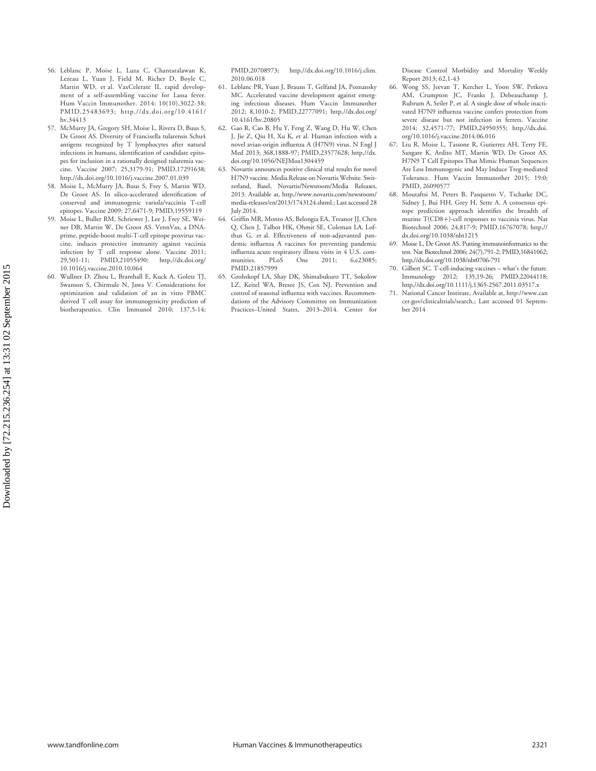56. Leblanc P, Moise L, Luza C, Chantaralawan K, Lezeau L, Yuan J, Field M, Richer D, Boyle C, Martin WD, et al. VaxCelerate II, rapid development of a self-assembling vaccine for Lassa fever. Hum Vaccin Immunother. 2014; 10(10),3022-38; PMID,25483693; http,//dx.doi.org/10.4161/hv.34413
57. McMurry JA, Gregory SH, Moise L, Rivera D, Buus S, De Groot AS. Diversity of Francisella tularensis Schu4 antigens recognized by T lymphocytes after natural infections in humans, identification of candidate epitopes for inclusion in a rationally designed tularemia vaccine. Vaccine 2007; 25,3179-91; PMID,17291638; http,//dx.doi.org/10.1016/j.vaccine.2007.01.039
58. Moise L, McMurry JA, Buus S, Frey S, Martin WD, De Groot AS. In silico-accelerated identification of conserved and immunogenic variola/vaccinia T-cell epitopes. Vaccine 2009; 27,6471-9; PMID,19559119
59. Moise L, Buller RM, Schriewer J, Lee J, Frey SE, Weiner DB, Martin W, De Groot AS. VennVax, a DNA-prime, peptide-boost multi-T-cell epitope poxvirus vaccine, induces protective immunity against vaccinia infection by T cell response alone. Vaccine 2011; 29,501-11; PMID,21055490; http,//dx.doi.org/10.1016/j.vaccine.2010.10.064
60. Wullner D, Zhou L, Bramhall E, Kuck A, Goletz TJ, Swanson S, Chirmule N, Jawa V. Considerations for optimization and validation of an in vitro PBMC derived T cell assay for immunogenicity prediction of biotherapeutics. Clin Immunol 2010; 137,5-14; PMID,20708973; http,//dx.doi.org/10.1016/j.clim.2010.06.018
61. Leblanc PR, Yuan J, Brauns T, Gelfand JA, Poznansky MC. Accelerated vaccine development against emerging infectious diseases. Hum Vaccin Immunother 2012; 8,1010-2; PMID,22777091; http,//dx.doi.org/10.4161/hv.20805
62. Gao R, Cao B, Hu Y, Feng Z, Wang D, Hu W, Chen J, Jie Z, Qiu H, Xu K, et al. Human infection with a novel avian-origin influenza A (H7N9) virus. N Engl J Med 2013; 368,1888-97; PMID,23577628; http,//dx.doi.org/10.1056/NEJMoa1304459
63. Novartis announces positive clinical trial results for novel H7N9 vaccine. Media Release on Novartis Website. Switzerland, Basel, Novartis/Newsroom/Media Releases, 2013. Available at, http,//www.novartis.com/newsroom/media-releases/en/2013/1743124.shtml.; Last accessed 28 July 2014.
64. Griffin MR, Monto AS, Belongia EA, Treanor JJ, Chen Q, Chen J, Talbot HK, Ohmit SE, Coleman LA, Lofthus G, et al. Effectiveness of non-adjuvanted pandemic influenza A vaccines for preventing pandemic influenza acute respiratory illness visits in 4 U.S. communities. PLoS One 2011; 6,e23085; PMID,21857999
65. Grohskopf LA, Shay DK, Shimabukuro TT, Sokolow LZ, Keitel WA, Bresee JS, Cox NJ. Prevention and control of seasonal influenza with vaccines. Recommendations of the Advisory Committee on Immunization Practices–United States, 2013–2014. Center for Disease Control Morbidity and Mortality Weekly Report 2013; 62,1-43
66. Wong SS, Jeevan T, Kercher L, Yoon SW, Petkova AM, Crumpton JC, Franks J, Debeauchamp J, Rubrum A, Seiler P, et al. A single dose of whole inactivated H7N9 influenza vaccine confers protection from severe disease but not infection in ferrets. Vaccine 2014; 32,4571-77; PMID,24950355; http,//dx.doi.org/10.1016/j.vaccine.2014.06.016
67. Liu R, Moise L, Tassone R, Gutierrez AH, Terry FE, Sangare K, Ardito MT, Martin WD, De Groot AS. H7N9 T Cell Epitopes That Mimic Human Sequences Are Less Immunogenic and May Induce Treg-mediated Tolerance. Hum Vaccin Immunother 2015; 19:0; PMID, 26090577
68. Moutaftsi M, Peters B, Pasquetto V, Tscharke DC, Sidney J, Bui HH, Grey H, Sette A. A consensus epitope prediction approach identifies the breadth of murine T(CD8+)-cell responses to vaccinia virus. Nat Biotechnol 2006; 24,817-9; PMID,16767078; http,//dx.doi.org/10.1038/nbt1215
69. Moise L, De Groot AS. Putting immunoinformatics to the test. Nat Biotechnol 2006; 24(7),791-2; PMID,16841062; http,//dx.doi.org/10.1038/nbt0706-791
70. Gilbert SC. T-cell-inducing vaccines – what's the future. Immunology 2012; 135,19-26; PMID,22044118; http,//dx.doi.org/10.1111/j.1365-2567.2011.03517.x
71. National Cancer Institute, Available at, http://www.cancer.gov/clinicaltrials/search.; Last accessed 01 September 2014